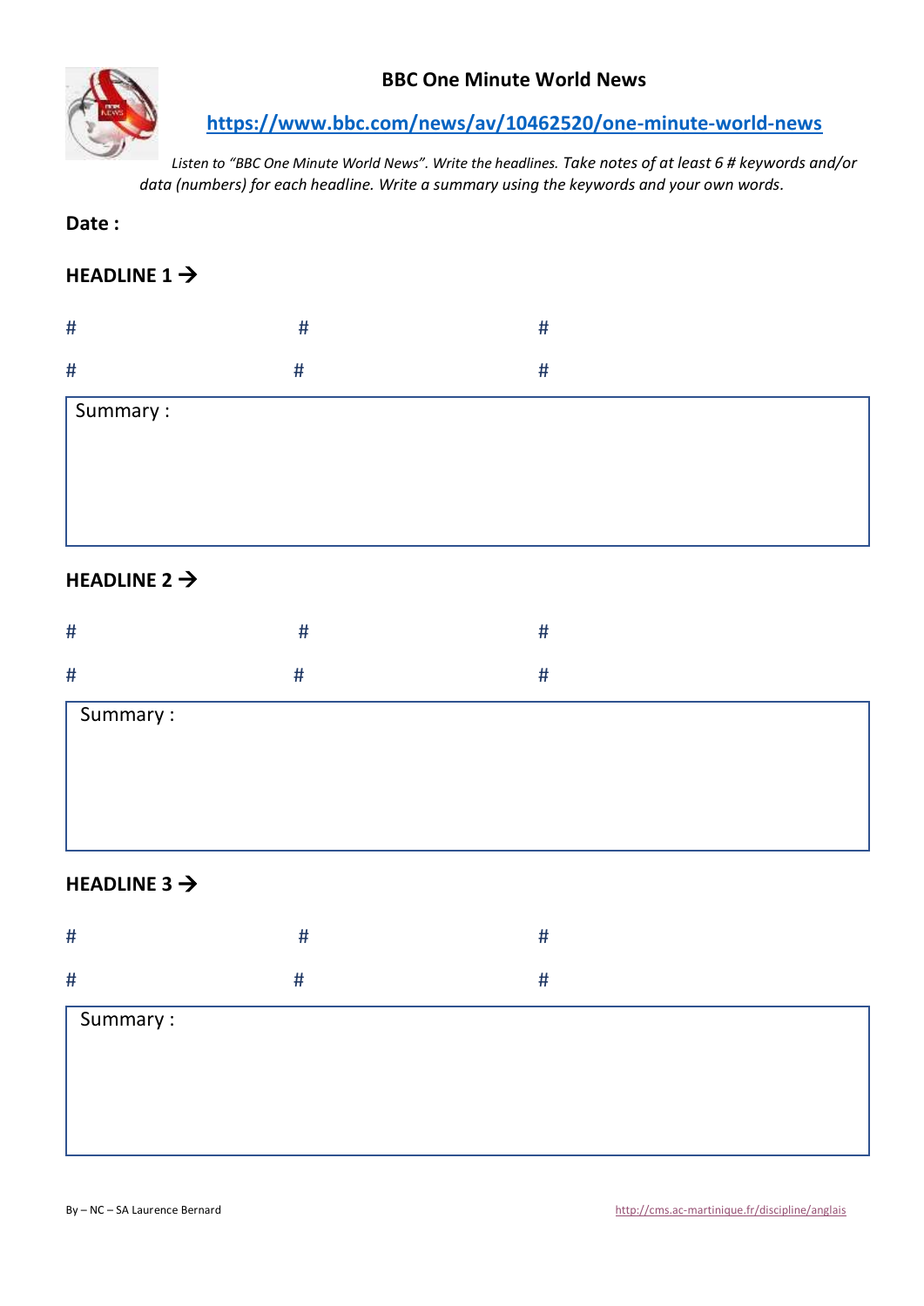**BBC One Minute World News**

[https://www.bbc.com/news/av/10462520/one-minute-world-news](https://www.bbc.com/news/av/10462520/one-minute-world-news)

*Listen to "BBC One Minute World News". Write the headlines. Take notes of at least 6 # keywords and/or data (numbers) for each headline. Write a summary using the keywords and your own words.*

**Date :**

**HEADLINE 1 →**

| # | # | # |
|---|---|---|
| # | # | # |

Summary :

**HEADLINE 2 →**

| # | # | # |
|---|---|---|
| # | # | # |

Summary :

**HEADLINE 3 →**

| # | # | # |
|---|---|---|
| # | # | # |

Summary :

By – NC – SA Laurence Bernard

http://cms.ac-martinique.fr/discipline/anglais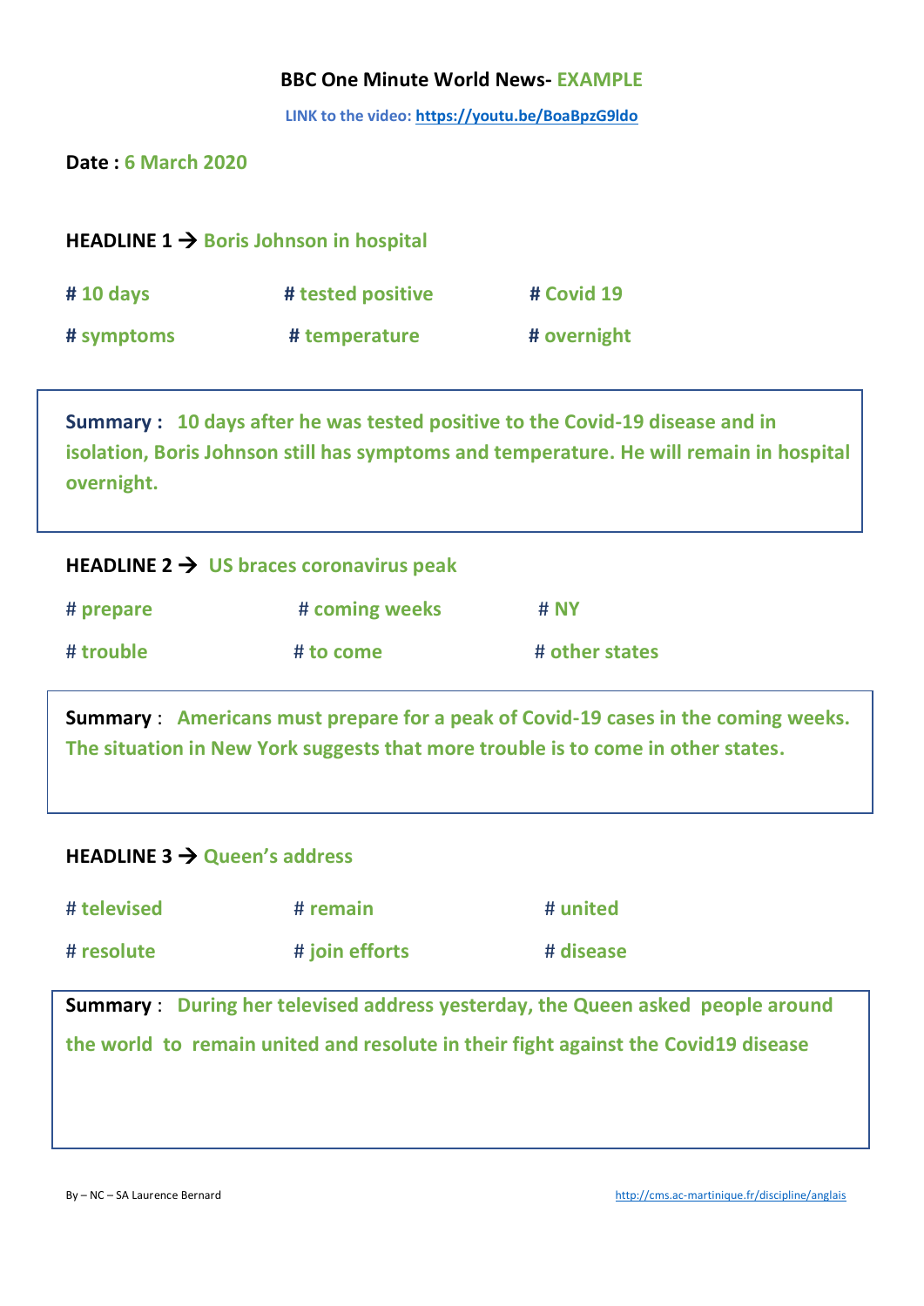# BBC One Minute World News- EXAMPLE

**LINK to the video:** https://youtu.be/BoaBpzG9ldo

**Date :** 6 March 2020

**HEADLINE 1 →** Boris Johnson in hospital

| | | |
|---|---|---|
| # 10 days | # tested positive | # Covid 19 |
| # symptoms | # temperature | # overnight |

**Summary :** 10 days after he was tested positive to the Covid-19 disease and in isolation, Boris Johnson still has symptoms and temperature. He will remain in hospital overnight.

**HEADLINE 2 →** US braces coronavirus peak

| | | |
|---|---|---|
| # prepare | # coming weeks | # NY |
| # trouble | # to come | # other states |

**Summary :** Americans must prepare for a peak of Covid-19 cases in the coming weeks. The situation in New York suggests that more trouble is to come in other states.

**HEADLINE 3 →** Queen's address

| | | |
|---|---|---|
| # televised | # remain | # united |
| # resolute | # join efforts | # disease |

**Summary :** During her televised address yesterday, the Queen asked people around the world to remain united and resolute in their fight against the Covid19 disease

By – NC – SA Laurence Bernard

http://cms.ac-martinique.fr/discipline/anglais